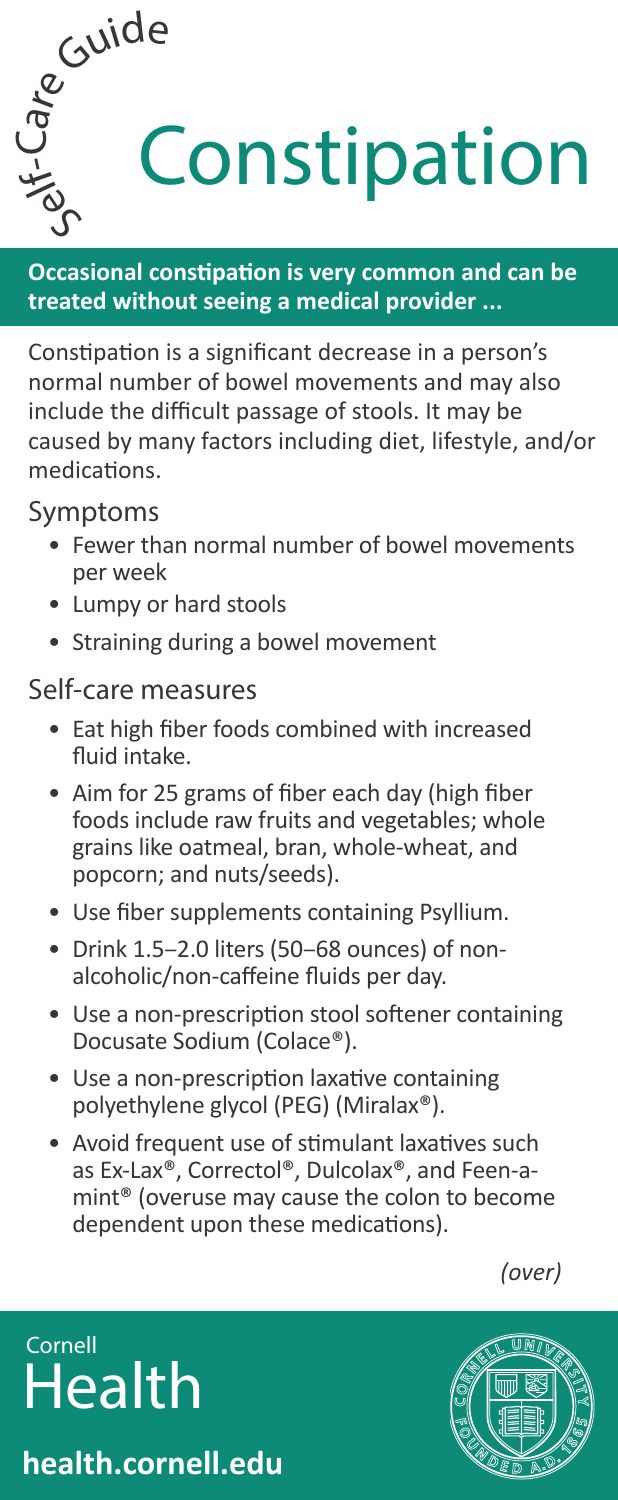Self-Care Guide

# Constipation

**Occasional constipation is very common and can be treated without seeing a medical provider ...**

Constipation is a significant decrease in a person's normal number of bowel movements and may also include the difficult passage of stools. It may be caused by many factors including diet, lifestyle, and/or medications.

## Symptoms

- Fewer than normal number of bowel movements per week
- Lumpy or hard stools
- Straining during a bowel movement

## Self-care measures

- Eat high fiber foods combined with increased fluid intake.
- Aim for 25 grams of fiber each day (high fiber foods include raw fruits and vegetables; whole grains like oatmeal, bran, whole-wheat, and popcorn; and nuts/seeds).
- Use fiber supplements containing Psyllium.
- Drink 1.5–2.0 liters (50–68 ounces) of non-alcoholic/non-caffeine fluids per day.
- Use a non-prescription stool softener containing Docusate Sodium (Colace®).
- Use a non-prescription laxative containing polyethylene glycol (PEG) (Miralax®).
- Avoid frequent use of stimulant laxatives such as Ex-Lax®, Correctol®, Dulcolax®, and Feen-a-mint® (overuse may cause the colon to become dependent upon these medications).

*(over)*

Cornell Health

**health.cornell.edu**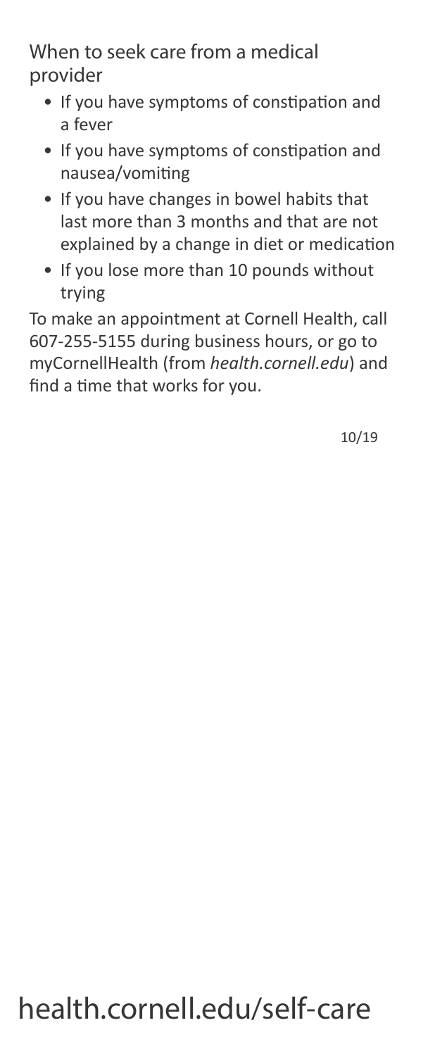## When to seek care from a medical provider

- If you have symptoms of constipation and a fever
- If you have symptoms of constipation and nausea/vomiting
- If you have changes in bowel habits that last more than 3 months and that are not explained by a change in diet or medication
- If you lose more than 10 pounds without trying

To make an appointment at Cornell Health, call 607-255-5155 during business hours, or go to myCornellHealth (from *health.cornell.edu*) and find a time that works for you.

10/19

health.cornell.edu/self-care